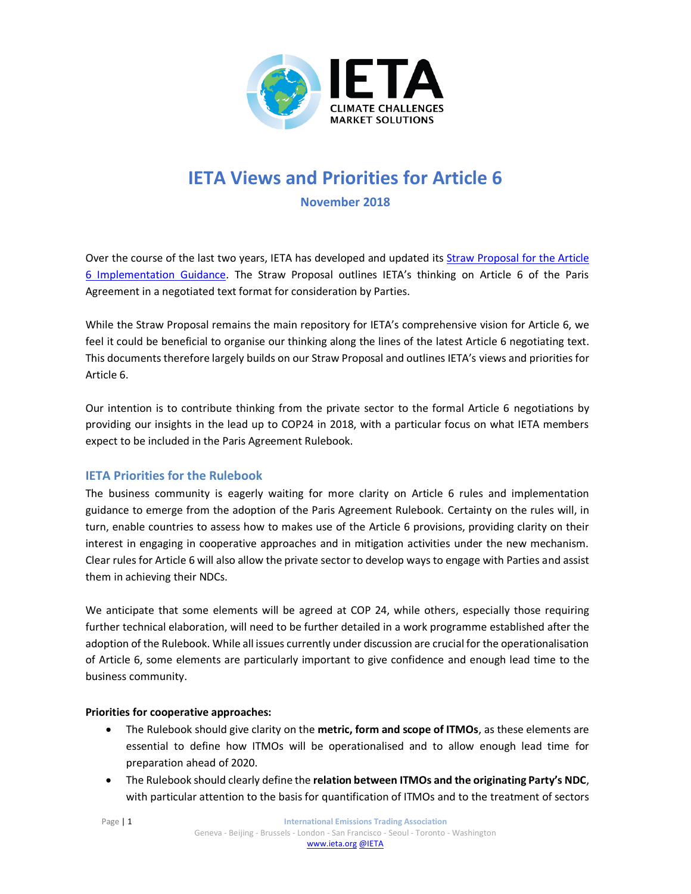# IETA Views and Priorities for Article 6

**November 2018**

Over the course of the last two years, IETA has developed and updated its [Straw Proposal for the Article 6 Implementation Guidance](). The Straw Proposal outlines IETA's thinking on Article 6 of the Paris Agreement in a negotiated text format for consideration by Parties.

While the Straw Proposal remains the main repository for IETA's comprehensive vision for Article 6, we feel it could be beneficial to organise our thinking along the lines of the latest Article 6 negotiating text. This documents therefore largely builds on our Straw Proposal and outlines IETA's views and priorities for Article 6.

Our intention is to contribute thinking from the private sector to the formal Article 6 negotiations by providing our insights in the lead up to COP24 in 2018, with a particular focus on what IETA members expect to be included in the Paris Agreement Rulebook.

## IETA Priorities for the Rulebook

The business community is eagerly waiting for more clarity on Article 6 rules and implementation guidance to emerge from the adoption of the Paris Agreement Rulebook. Certainty on the rules will, in turn, enable countries to assess how to makes use of the Article 6 provisions, providing clarity on their interest in engaging in cooperative approaches and in mitigation activities under the new mechanism. Clear rules for Article 6 will also allow the private sector to develop ways to engage with Parties and assist them in achieving their NDCs.

We anticipate that some elements will be agreed at COP 24, while others, especially those requiring further technical elaboration, will need to be further detailed in a work programme established after the adoption of the Rulebook. While all issues currently under discussion are crucial for the operationalisation of Article 6, some elements are particularly important to give confidence and enough lead time to the business community.

**Priorities for cooperative approaches:**

- The Rulebook should give clarity on the **metric, form and scope of ITMOs**, as these elements are essential to define how ITMOs will be operationalised and to allow enough lead time for preparation ahead of 2020.
- The Rulebook should clearly define the **relation between ITMOs and the originating Party's NDC**, with particular attention to the basis for quantification of ITMOs and to the treatment of sectors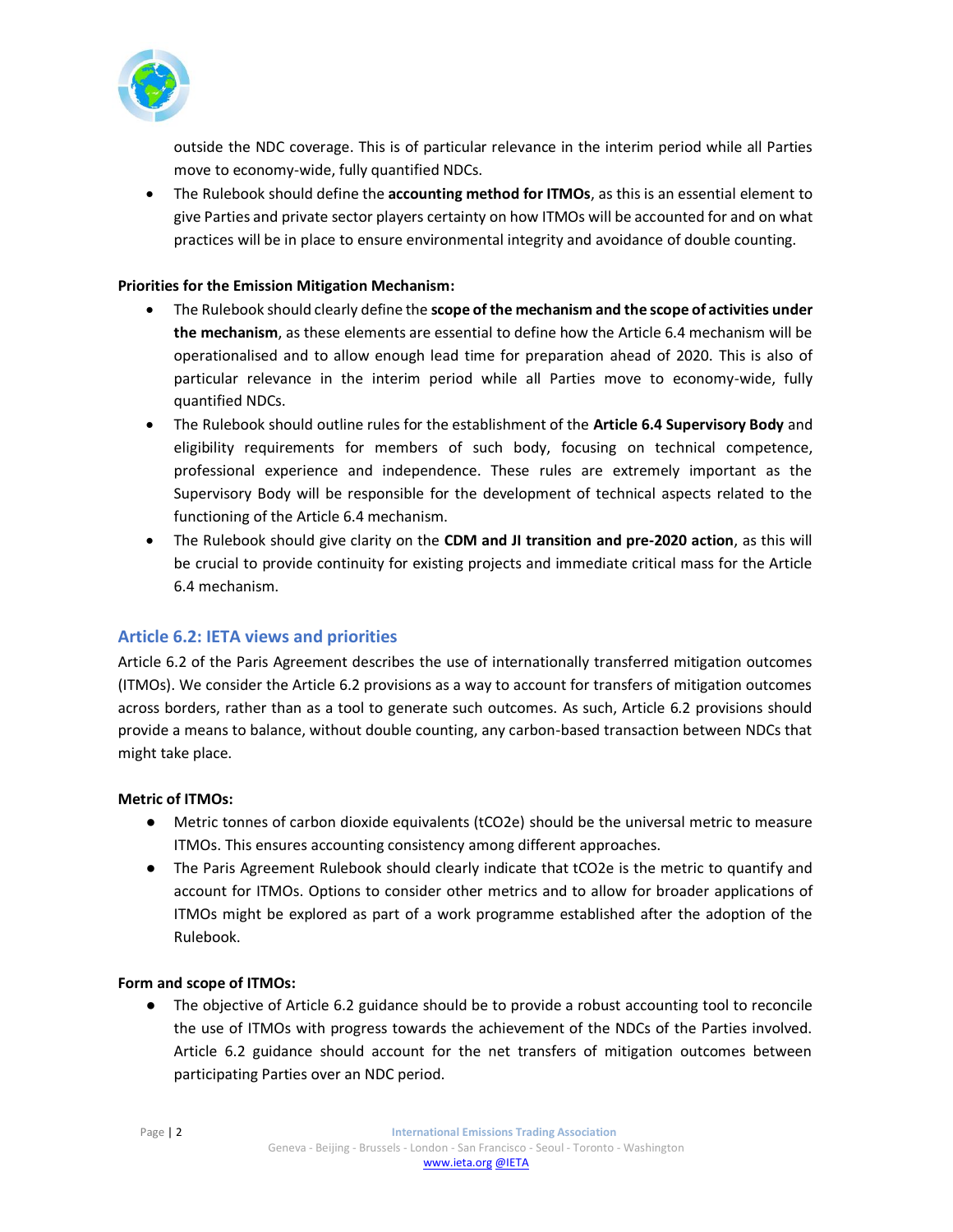outside the NDC coverage. This is of particular relevance in the interim period while all Parties move to economy-wide, fully quantified NDCs.

- The Rulebook should define the **accounting method for ITMOs**, as this is an essential element to give Parties and private sector players certainty on how ITMOs will be accounted for and on what practices will be in place to ensure environmental integrity and avoidance of double counting.

**Priorities for the Emission Mitigation Mechanism:**

- The Rulebook should clearly define the **scope of the mechanism and the scope of activities under the mechanism**, as these elements are essential to define how the Article 6.4 mechanism will be operationalised and to allow enough lead time for preparation ahead of 2020. This is also of particular relevance in the interim period while all Parties move to economy-wide, fully quantified NDCs.
- The Rulebook should outline rules for the establishment of the **Article 6.4 Supervisory Body** and eligibility requirements for members of such body, focusing on technical competence, professional experience and independence. These rules are extremely important as the Supervisory Body will be responsible for the development of technical aspects related to the functioning of the Article 6.4 mechanism.
- The Rulebook should give clarity on the **CDM and JI transition and pre-2020 action**, as this will be crucial to provide continuity for existing projects and immediate critical mass for the Article 6.4 mechanism.

## Article 6.2: IETA views and priorities

Article 6.2 of the Paris Agreement describes the use of internationally transferred mitigation outcomes (ITMOs). We consider the Article 6.2 provisions as a way to account for transfers of mitigation outcomes across borders, rather than as a tool to generate such outcomes. As such, Article 6.2 provisions should provide a means to balance, without double counting, any carbon-based transaction between NDCs that might take place.

**Metric of ITMOs:**

- Metric tonnes of carbon dioxide equivalents ($tCO_2e$) should be the universal metric to measure ITMOs. This ensures accounting consistency among different approaches.
- The Paris Agreement Rulebook should clearly indicate that $tCO_2e$ is the metric to quantify and account for ITMOs. Options to consider other metrics and to allow for broader applications of ITMOs might be explored as part of a work programme established after the adoption of the Rulebook.

**Form and scope of ITMOs:**

- The objective of Article 6.2 guidance should be to provide a robust accounting tool to reconcile the use of ITMOs with progress towards the achievement of the NDCs of the Parties involved. Article 6.2 guidance should account for the net transfers of mitigation outcomes between participating Parties over an NDC period.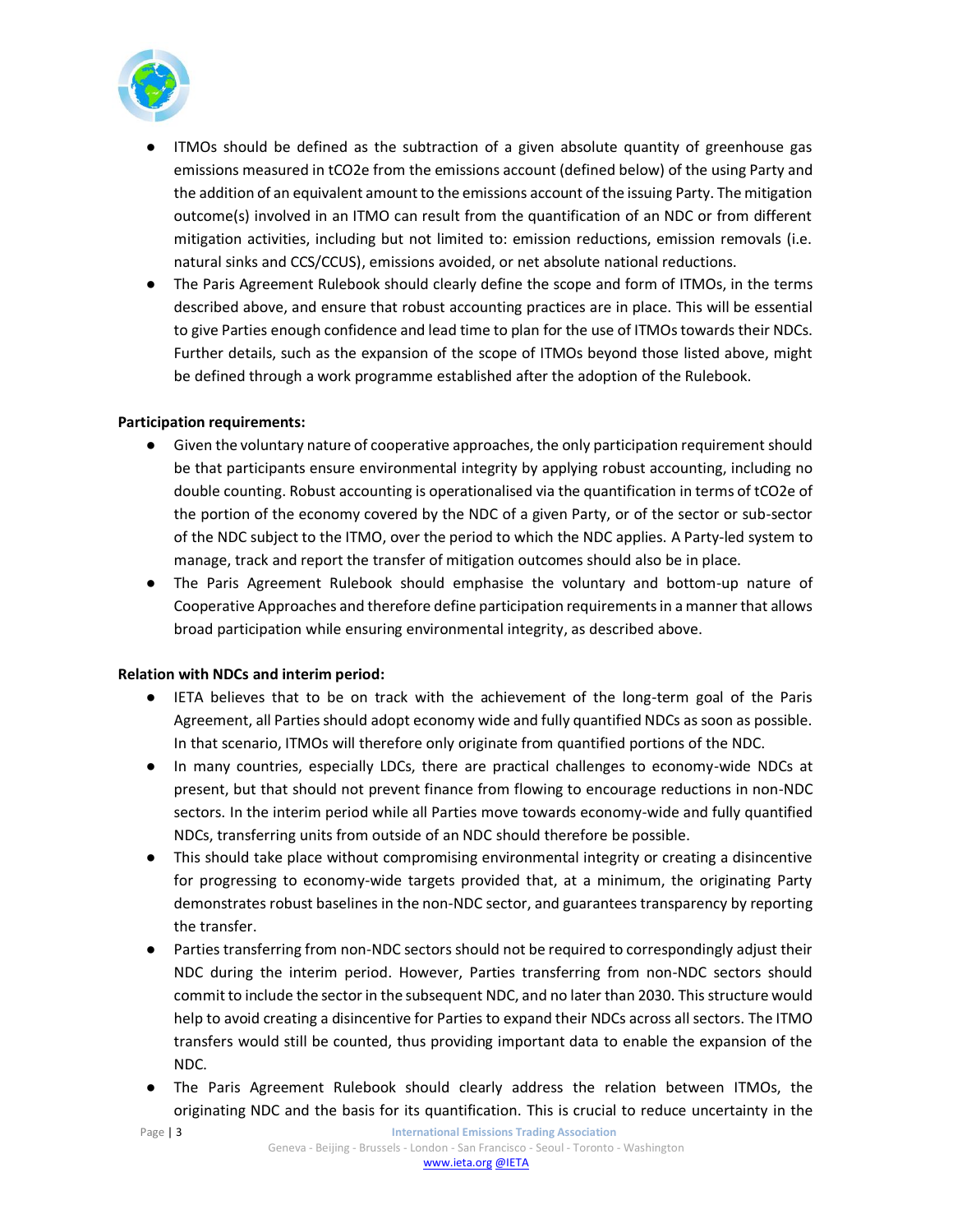- ITMOs should be defined as the subtraction of a given absolute quantity of greenhouse gas emissions measured in $tCO_2e$ from the emissions account (defined below) of the using Party and the addition of an equivalent amount to the emissions account of the issuing Party. The mitigation outcome(s) involved in an ITMO can result from the quantification of an NDC or from different mitigation activities, including but not limited to: emission reductions, emission removals (i.e. natural sinks and CCS/CCUS), emissions avoided, or net absolute national reductions.
- The Paris Agreement Rulebook should clearly define the scope and form of ITMOs, in the terms described above, and ensure that robust accounting practices are in place. This will be essential to give Parties enough confidence and lead time to plan for the use of ITMOs towards their NDCs. Further details, such as the expansion of the scope of ITMOs beyond those listed above, might be defined through a work programme established after the adoption of the Rulebook.

**Participation requirements:**

- Given the voluntary nature of cooperative approaches, the only participation requirement should be that participants ensure environmental integrity by applying robust accounting, including no double counting. Robust accounting is operationalised via the quantification in terms of $tCO_2e$ of the portion of the economy covered by the NDC of a given Party, or of the sector or sub-sector of the NDC subject to the ITMO, over the period to which the NDC applies. A Party-led system to manage, track and report the transfer of mitigation outcomes should also be in place.
- The Paris Agreement Rulebook should emphasise the voluntary and bottom-up nature of Cooperative Approaches and therefore define participation requirements in a manner that allows broad participation while ensuring environmental integrity, as described above.

**Relation with NDCs and interim period:**

- IETA believes that to be on track with the achievement of the long-term goal of the Paris Agreement, all Parties should adopt economy wide and fully quantified NDCs as soon as possible. In that scenario, ITMOs will therefore only originate from quantified portions of the NDC.
- In many countries, especially LDCs, there are practical challenges to economy-wide NDCs at present, but that should not prevent finance from flowing to encourage reductions in non-NDC sectors. In the interim period while all Parties move towards economy-wide and fully quantified NDCs, transferring units from outside of an NDC should therefore be possible.
- This should take place without compromising environmental integrity or creating a disincentive for progressing to economy-wide targets provided that, at a minimum, the originating Party demonstrates robust baselines in the non-NDC sector, and guarantees transparency by reporting the transfer.
- Parties transferring from non-NDC sectors should not be required to correspondingly adjust their NDC during the interim period. However, Parties transferring from non-NDC sectors should commit to include the sector in the subsequent NDC, and no later than 2030. This structure would help to avoid creating a disincentive for Parties to expand their NDCs across all sectors. The ITMO transfers would still be counted, thus providing important data to enable the expansion of the NDC.
- The Paris Agreement Rulebook should clearly address the relation between ITMOs, the originating NDC and the basis for its quantification. This is crucial to reduce uncertainty in the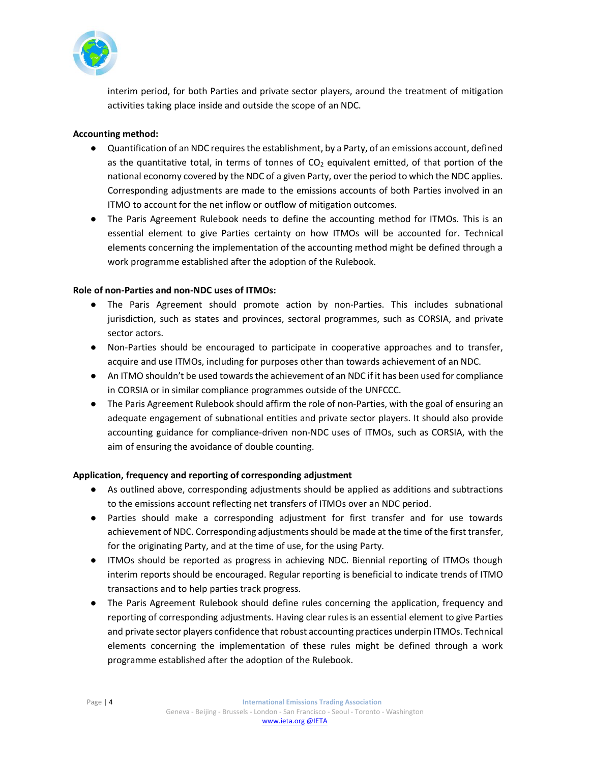interim period, for both Parties and private sector players, around the treatment of mitigation activities taking place inside and outside the scope of an NDC.

**Accounting method:**

- Quantification of an NDC requires the establishment, by a Party, of an emissions account, defined as the quantitative total, in terms of tonnes of $CO_2$ equivalent emitted, of that portion of the national economy covered by the NDC of a given Party, over the period to which the NDC applies. Corresponding adjustments are made to the emissions accounts of both Parties involved in an ITMO to account for the net inflow or outflow of mitigation outcomes.
- The Paris Agreement Rulebook needs to define the accounting method for ITMOs. This is an essential element to give Parties certainty on how ITMOs will be accounted for. Technical elements concerning the implementation of the accounting method might be defined through a work programme established after the adoption of the Rulebook.

**Role of non-Parties and non-NDC uses of ITMOs:**

- The Paris Agreement should promote action by non-Parties. This includes subnational jurisdiction, such as states and provinces, sectoral programmes, such as CORSIA, and private sector actors.
- Non-Parties should be encouraged to participate in cooperative approaches and to transfer, acquire and use ITMOs, including for purposes other than towards achievement of an NDC.
- An ITMO shouldn't be used towards the achievement of an NDC if it has been used for compliance in CORSIA or in similar compliance programmes outside of the UNFCCC.
- The Paris Agreement Rulebook should affirm the role of non-Parties, with the goal of ensuring an adequate engagement of subnational entities and private sector players. It should also provide accounting guidance for compliance-driven non-NDC uses of ITMOs, such as CORSIA, with the aim of ensuring the avoidance of double counting.

**Application, frequency and reporting of corresponding adjustment**

- As outlined above, corresponding adjustments should be applied as additions and subtractions to the emissions account reflecting net transfers of ITMOs over an NDC period.
- Parties should make a corresponding adjustment for first transfer and for use towards achievement of NDC. Corresponding adjustments should be made at the time of the first transfer, for the originating Party, and at the time of use, for the using Party.
- ITMOs should be reported as progress in achieving NDC. Biennial reporting of ITMOs though interim reports should be encouraged. Regular reporting is beneficial to indicate trends of ITMO transactions and to help parties track progress.
- The Paris Agreement Rulebook should define rules concerning the application, frequency and reporting of corresponding adjustments. Having clear rules is an essential element to give Parties and private sector players confidence that robust accounting practices underpin ITMOs. Technical elements concerning the implementation of these rules might be defined through a work programme established after the adoption of the Rulebook.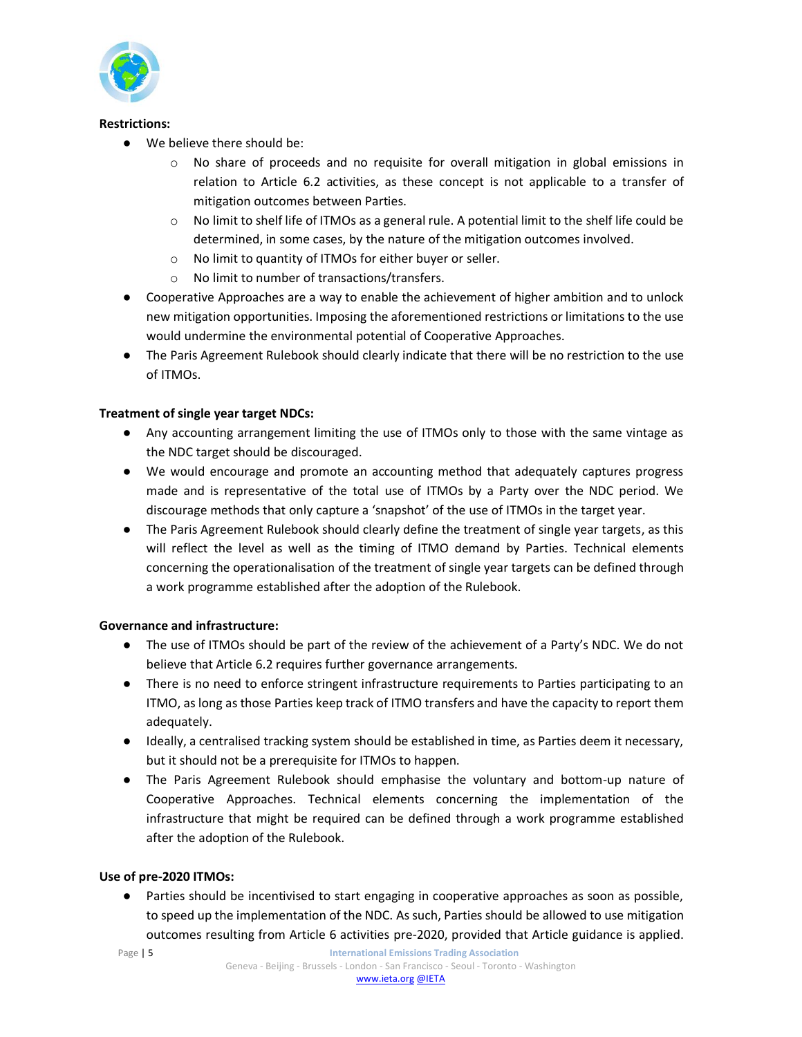**Restrictions:**

- We believe there should be:
  - No share of proceeds and no requisite for overall mitigation in global emissions in relation to Article 6.2 activities, as these concept is not applicable to a transfer of mitigation outcomes between Parties.
  - No limit to shelf life of ITMOs as a general rule. A potential limit to the shelf life could be determined, in some cases, by the nature of the mitigation outcomes involved.
  - No limit to quantity of ITMOs for either buyer or seller.
  - No limit to number of transactions/transfers.
- Cooperative Approaches are a way to enable the achievement of higher ambition and to unlock new mitigation opportunities. Imposing the aforementioned restrictions or limitations to the use would undermine the environmental potential of Cooperative Approaches.
- The Paris Agreement Rulebook should clearly indicate that there will be no restriction to the use of ITMOs.

**Treatment of single year target NDCs:**

- Any accounting arrangement limiting the use of ITMOs only to those with the same vintage as the NDC target should be discouraged.
- We would encourage and promote an accounting method that adequately captures progress made and is representative of the total use of ITMOs by a Party over the NDC period. We discourage methods that only capture a 'snapshot' of the use of ITMOs in the target year.
- The Paris Agreement Rulebook should clearly define the treatment of single year targets, as this will reflect the level as well as the timing of ITMO demand by Parties. Technical elements concerning the operationalisation of the treatment of single year targets can be defined through a work programme established after the adoption of the Rulebook.

**Governance and infrastructure:**

- The use of ITMOs should be part of the review of the achievement of a Party's NDC. We do not believe that Article 6.2 requires further governance arrangements.
- There is no need to enforce stringent infrastructure requirements to Parties participating to an ITMO, as long as those Parties keep track of ITMO transfers and have the capacity to report them adequately.
- Ideally, a centralised tracking system should be established in time, as Parties deem it necessary, but it should not be a prerequisite for ITMOs to happen.
- The Paris Agreement Rulebook should emphasise the voluntary and bottom-up nature of Cooperative Approaches. Technical elements concerning the implementation of the infrastructure that might be required can be defined through a work programme established after the adoption of the Rulebook.

**Use of pre-2020 ITMOs:**

- Parties should be incentivised to start engaging in cooperative approaches as soon as possible, to speed up the implementation of the NDC. As such, Parties should be allowed to use mitigation outcomes resulting from Article 6 activities pre-2020, provided that Article guidance is applied.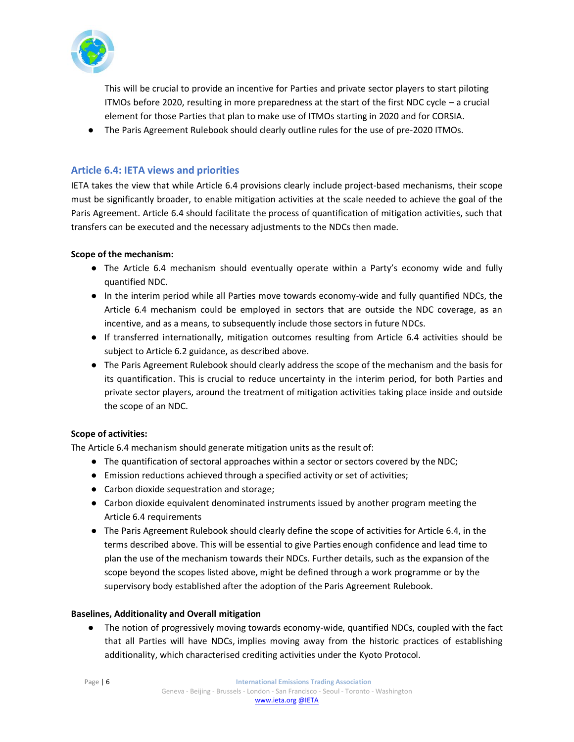This will be crucial to provide an incentive for Parties and private sector players to start piloting ITMOs before 2020, resulting in more preparedness at the start of the first NDC cycle – a crucial element for those Parties that plan to make use of ITMOs starting in 2020 and for CORSIA.

- The Paris Agreement Rulebook should clearly outline rules for the use of pre-2020 ITMOs.

## Article 6.4: IETA views and priorities

IETA takes the view that while Article 6.4 provisions clearly include project-based mechanisms, their scope must be significantly broader, to enable mitigation activities at the scale needed to achieve the goal of the Paris Agreement. Article 6.4 should facilitate the process of quantification of mitigation activities, such that transfers can be executed and the necessary adjustments to the NDCs then made.

**Scope of the mechanism:**

- The Article 6.4 mechanism should eventually operate within a Party's economy wide and fully quantified NDC.
- In the interim period while all Parties move towards economy-wide and fully quantified NDCs, the Article 6.4 mechanism could be employed in sectors that are outside the NDC coverage, as an incentive, and as a means, to subsequently include those sectors in future NDCs.
- If transferred internationally, mitigation outcomes resulting from Article 6.4 activities should be subject to Article 6.2 guidance, as described above.
- The Paris Agreement Rulebook should clearly address the scope of the mechanism and the basis for its quantification. This is crucial to reduce uncertainty in the interim period, for both Parties and private sector players, around the treatment of mitigation activities taking place inside and outside the scope of an NDC.

**Scope of activities:**

The Article 6.4 mechanism should generate mitigation units as the result of:

- The quantification of sectoral approaches within a sector or sectors covered by the NDC;
- Emission reductions achieved through a specified activity or set of activities;
- Carbon dioxide sequestration and storage;
- Carbon dioxide equivalent denominated instruments issued by another program meeting the Article 6.4 requirements
- The Paris Agreement Rulebook should clearly define the scope of activities for Article 6.4, in the terms described above. This will be essential to give Parties enough confidence and lead time to plan the use of the mechanism towards their NDCs. Further details, such as the expansion of the scope beyond the scopes listed above, might be defined through a work programme or by the supervisory body established after the adoption of the Paris Agreement Rulebook.

**Baselines, Additionality and Overall mitigation**

- The notion of progressively moving towards economy-wide, quantified NDCs, coupled with the fact that all Parties will have NDCs, implies moving away from the historic practices of establishing additionality, which characterised crediting activities under the Kyoto Protocol.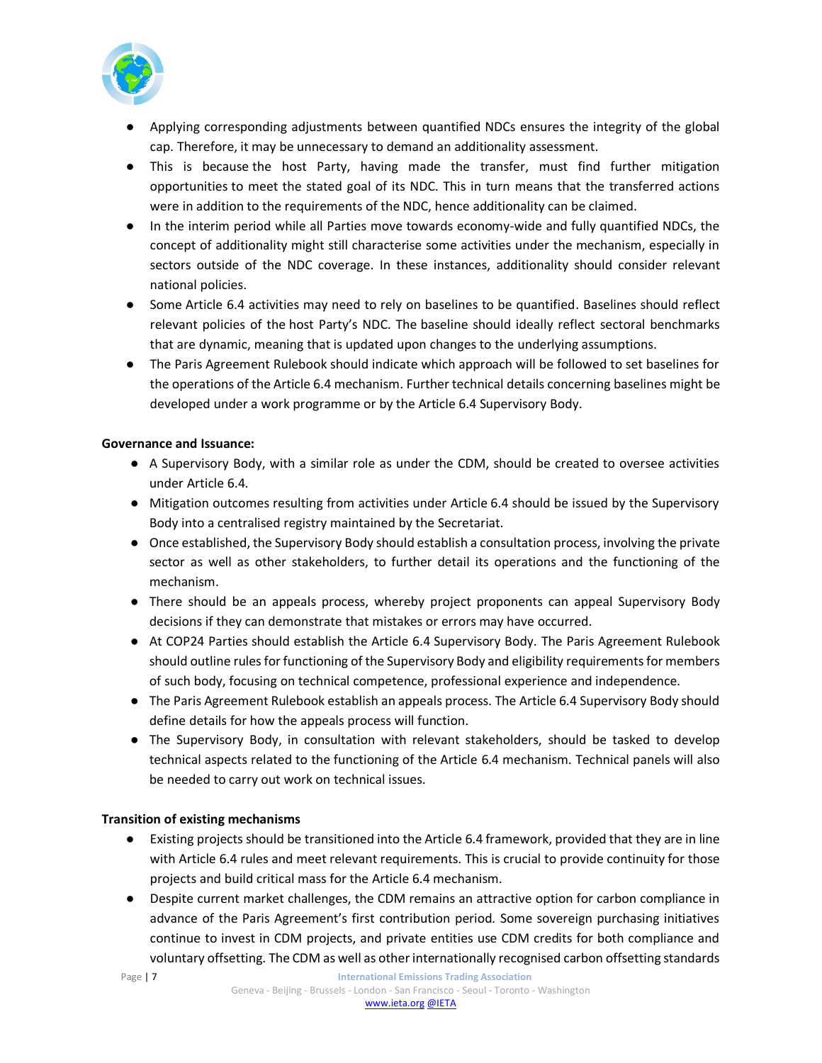- Applying corresponding adjustments between quantified NDCs ensures the integrity of the global cap. Therefore, it may be unnecessary to demand an additionality assessment.
- This is because the host Party, having made the transfer, must find further mitigation opportunities to meet the stated goal of its NDC. This in turn means that the transferred actions were in addition to the requirements of the NDC, hence additionality can be claimed.
- In the interim period while all Parties move towards economy-wide and fully quantified NDCs, the concept of additionality might still characterise some activities under the mechanism, especially in sectors outside of the NDC coverage. In these instances, additionality should consider relevant national policies.
- Some Article 6.4 activities may need to rely on baselines to be quantified. Baselines should reflect relevant policies of the host Party's NDC. The baseline should ideally reflect sectoral benchmarks that are dynamic, meaning that is updated upon changes to the underlying assumptions.
- The Paris Agreement Rulebook should indicate which approach will be followed to set baselines for the operations of the Article 6.4 mechanism. Further technical details concerning baselines might be developed under a work programme or by the Article 6.4 Supervisory Body.

**Governance and Issuance:**

- A Supervisory Body, with a similar role as under the CDM, should be created to oversee activities under Article 6.4.
- Mitigation outcomes resulting from activities under Article 6.4 should be issued by the Supervisory Body into a centralised registry maintained by the Secretariat.
- Once established, the Supervisory Body should establish a consultation process, involving the private sector as well as other stakeholders, to further detail its operations and the functioning of the mechanism.
- There should be an appeals process, whereby project proponents can appeal Supervisory Body decisions if they can demonstrate that mistakes or errors may have occurred.
- At COP24 Parties should establish the Article 6.4 Supervisory Body. The Paris Agreement Rulebook should outline rules for functioning of the Supervisory Body and eligibility requirements for members of such body, focusing on technical competence, professional experience and independence.
- The Paris Agreement Rulebook establish an appeals process. The Article 6.4 Supervisory Body should define details for how the appeals process will function.
- The Supervisory Body, in consultation with relevant stakeholders, should be tasked to develop technical aspects related to the functioning of the Article 6.4 mechanism. Technical panels will also be needed to carry out work on technical issues.

**Transition of existing mechanisms**

- Existing projects should be transitioned into the Article 6.4 framework, provided that they are in line with Article 6.4 rules and meet relevant requirements. This is crucial to provide continuity for those projects and build critical mass for the Article 6.4 mechanism.
- Despite current market challenges, the CDM remains an attractive option for carbon compliance in advance of the Paris Agreement's first contribution period. Some sovereign purchasing initiatives continue to invest in CDM projects, and private entities use CDM credits for both compliance and voluntary offsetting. The CDM as well as other internationally recognised carbon offsetting standards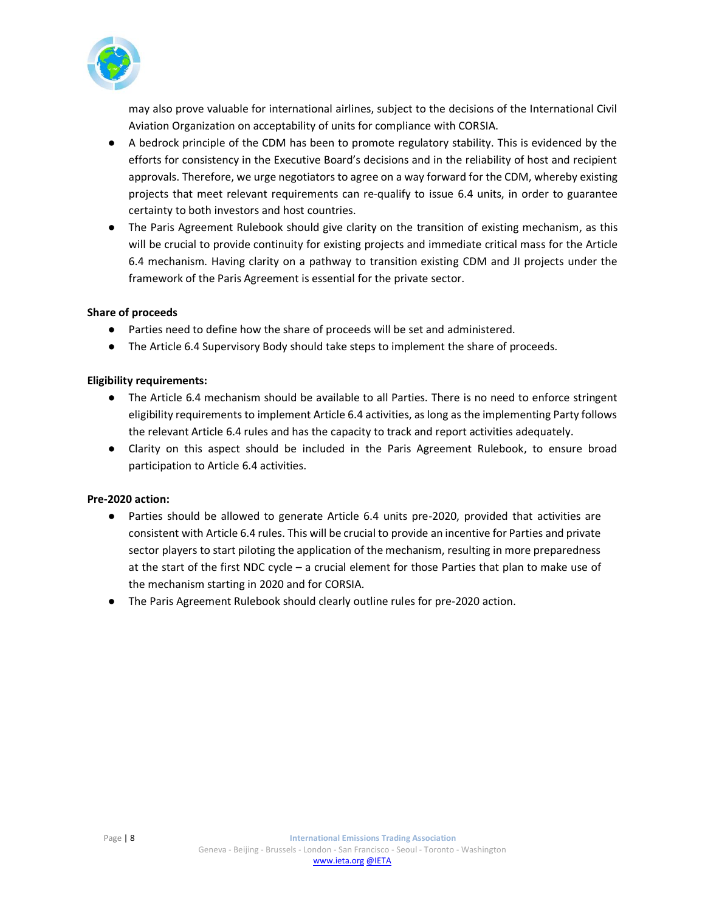may also prove valuable for international airlines, subject to the decisions of the International Civil Aviation Organization on acceptability of units for compliance with CORSIA.

- A bedrock principle of the CDM has been to promote regulatory stability. This is evidenced by the efforts for consistency in the Executive Board's decisions and in the reliability of host and recipient approvals. Therefore, we urge negotiators to agree on a way forward for the CDM, whereby existing projects that meet relevant requirements can re-qualify to issue 6.4 units, in order to guarantee certainty to both investors and host countries.
- The Paris Agreement Rulebook should give clarity on the transition of existing mechanism, as this will be crucial to provide continuity for existing projects and immediate critical mass for the Article 6.4 mechanism. Having clarity on a pathway to transition existing CDM and JI projects under the framework of the Paris Agreement is essential for the private sector.

**Share of proceeds**

- Parties need to define how the share of proceeds will be set and administered.
- The Article 6.4 Supervisory Body should take steps to implement the share of proceeds.

**Eligibility requirements:**

- The Article 6.4 mechanism should be available to all Parties. There is no need to enforce stringent eligibility requirements to implement Article 6.4 activities, as long as the implementing Party follows the relevant Article 6.4 rules and has the capacity to track and report activities adequately.
- Clarity on this aspect should be included in the Paris Agreement Rulebook, to ensure broad participation to Article 6.4 activities.

**Pre-2020 action:**

- Parties should be allowed to generate Article 6.4 units pre-2020, provided that activities are consistent with Article 6.4 rules. This will be crucial to provide an incentive for Parties and private sector players to start piloting the application of the mechanism, resulting in more preparedness at the start of the first NDC cycle – a crucial element for those Parties that plan to make use of the mechanism starting in 2020 and for CORSIA.
- The Paris Agreement Rulebook should clearly outline rules for pre-2020 action.